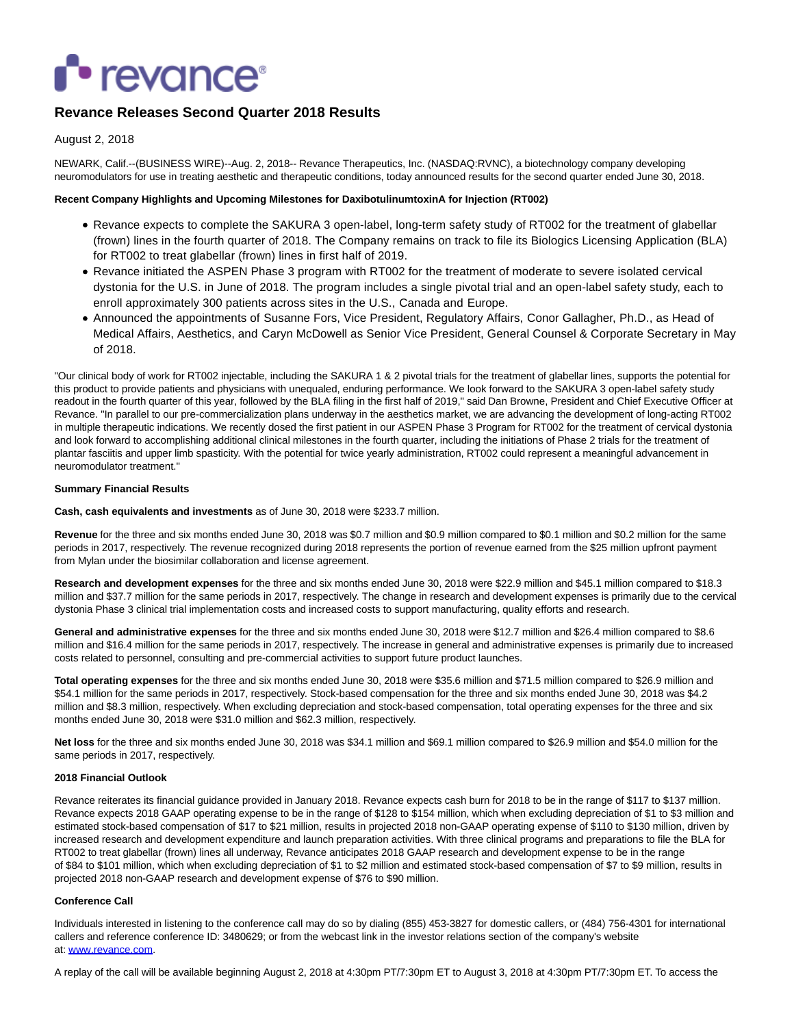# Revance Releases Second Quarter 2018 Results

August 2, 2018

NEWARK, Calif.--(BUSINESS WIRE)--Aug. 2, 2018-- Revance Therapeutics, Inc. (NASDAQ:RVNC), a biotechnology company developing neuromodulators for use in treating aesthetic and therapeutic conditions, today announced results for the second quarter ended June 30, 2018.

**Recent Company Highlights and Upcoming Milestones for DaxibotulinumtoxinA for Injection (RT002)**

- Revance expects to complete the SAKURA 3 open-label, long-term safety study of RT002 for the treatment of glabellar (frown) lines in the fourth quarter of 2018. The Company remains on track to file its Biologics Licensing Application (BLA) for RT002 to treat glabellar (frown) lines in first half of 2019.
- Revance initiated the ASPEN Phase 3 program with RT002 for the treatment of moderate to severe isolated cervical dystonia for the U.S. in June of 2018. The program includes a single pivotal trial and an open-label safety study, each to enroll approximately 300 patients across sites in the U.S., Canada and Europe.
- Announced the appointments of Susanne Fors, Vice President, Regulatory Affairs, Conor Gallagher, Ph.D., as Head of Medical Affairs, Aesthetics, and Caryn McDowell as Senior Vice President, General Counsel & Corporate Secretary in May of 2018.

"Our clinical body of work for RT002 injectable, including the SAKURA 1 & 2 pivotal trials for the treatment of glabellar lines, supports the potential for this product to provide patients and physicians with unequaled, enduring performance. We look forward to the SAKURA 3 open-label safety study readout in the fourth quarter of this year, followed by the BLA filing in the first half of 2019," said Dan Browne, President and Chief Executive Officer at Revance. "In parallel to our pre-commercialization plans underway in the aesthetics market, we are advancing the development of long-acting RT002 in multiple therapeutic indications. We recently dosed the first patient in our ASPEN Phase 3 Program for RT002 for the treatment of cervical dystonia and look forward to accomplishing additional clinical milestones in the fourth quarter, including the initiations of Phase 2 trials for the treatment of plantar fasciitis and upper limb spasticity. With the potential for twice yearly administration, RT002 could represent a meaningful advancement in neuromodulator treatment."

**Summary Financial Results**

**Cash, cash equivalents and investments** as of June 30, 2018 were $233.7 million.

**Revenue** for the three and six months ended June 30, 2018 was $0.7 million and $0.9 million compared to $0.1 million and $0.2 million for the same periods in 2017, respectively. The revenue recognized during 2018 represents the portion of revenue earned from the $25 million upfront payment from Mylan under the biosimilar collaboration and license agreement.

**Research and development expenses** for the three and six months ended June 30, 2018 were $22.9 million and $45.1 million compared to $18.3 million and $37.7 million for the same periods in 2017, respectively. The change in research and development expenses is primarily due to the cervical dystonia Phase 3 clinical trial implementation costs and increased costs to support manufacturing, quality efforts and research.

**General and administrative expenses** for the three and six months ended June 30, 2018 were $12.7 million and $26.4 million compared to $8.6 million and $16.4 million for the same periods in 2017, respectively. The increase in general and administrative expenses is primarily due to increased costs related to personnel, consulting and pre-commercial activities to support future product launches.

**Total operating expenses** for the three and six months ended June 30, 2018 were $35.6 million and $71.5 million compared to $26.9 million and $54.1 million for the same periods in 2017, respectively. Stock-based compensation for the three and six months ended June 30, 2018 was $4.2 million and $8.3 million, respectively. When excluding depreciation and stock-based compensation, total operating expenses for the three and six months ended June 30, 2018 were $31.0 million and $62.3 million, respectively.

**Net loss** for the three and six months ended June 30, 2018 was $34.1 million and $69.1 million compared to $26.9 million and $54.0 million for the same periods in 2017, respectively.

**2018 Financial Outlook**

Revance reiterates its financial guidance provided in January 2018. Revance expects cash burn for 2018 to be in the range of $117 to $137 million. Revance expects 2018 GAAP operating expense to be in the range of $128 to $154 million, which when excluding depreciation of $1 to $3 million and estimated stock-based compensation of $17 to $21 million, results in projected 2018 non-GAAP operating expense of $110 to $130 million, driven by increased research and development expenditure and launch preparation activities. With three clinical programs and preparations to file the BLA for RT002 to treat glabellar (frown) lines all underway, Revance anticipates 2018 GAAP research and development expense to be in the range of $84 to $101 million, which when excluding depreciation of $1 to $2 million and estimated stock-based compensation of $7 to $9 million, results in projected 2018 non-GAAP research and development expense of $76 to $90 million.

**Conference Call**

Individuals interested in listening to the conference call may do so by dialing (855) 453-3827 for domestic callers, or (484) 756-4301 for international callers and reference conference ID: 3480629; or from the webcast link in the investor relations section of the company's website at: www.revance.com.

A replay of the call will be available beginning August 2, 2018 at 4:30pm PT/7:30pm ET to August 3, 2018 at 4:30pm PT/7:30pm ET. To access the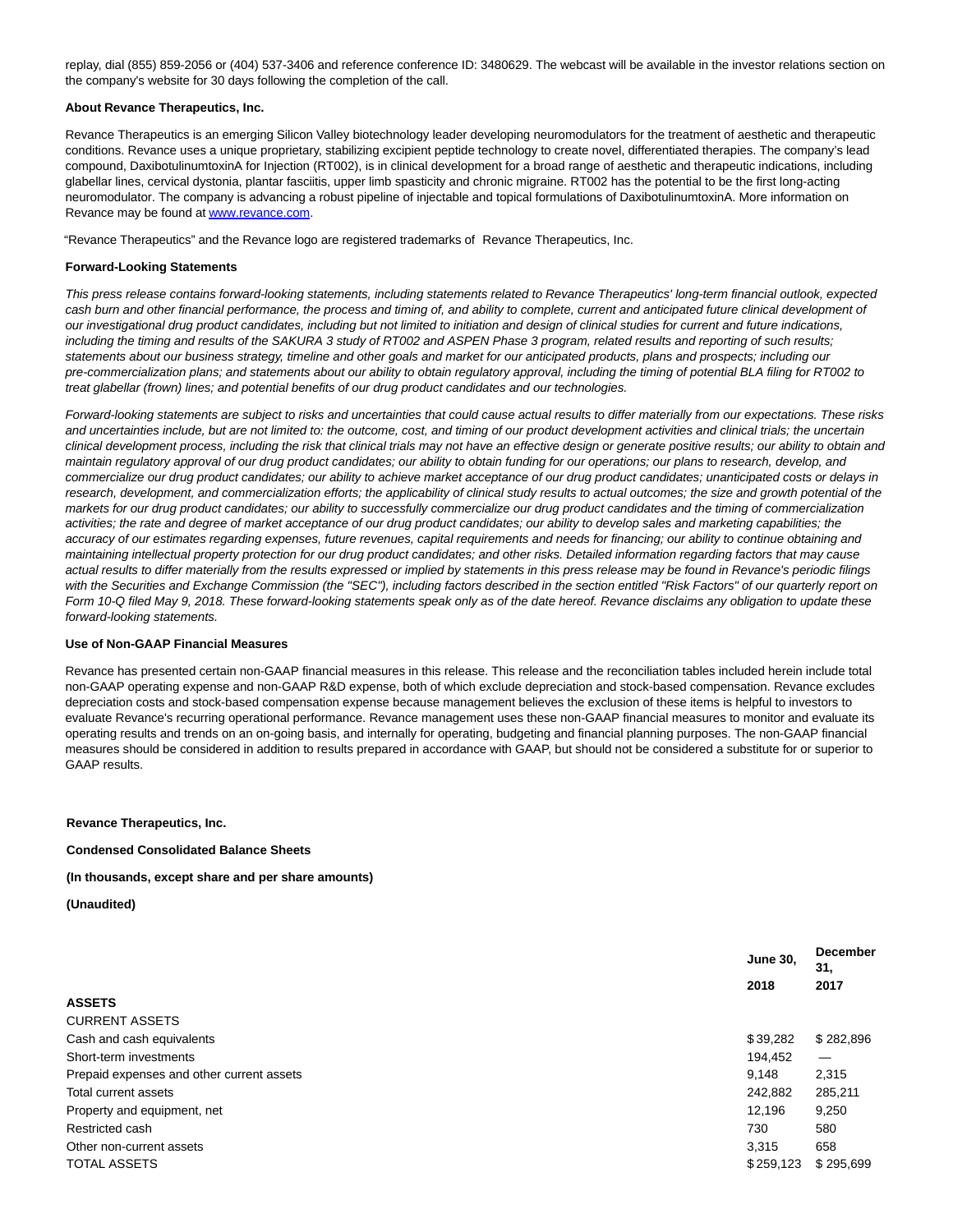replay, dial (855) 859-2056 or (404) 537-3406 and reference conference ID: 3480629. The webcast will be available in the investor relations section on the company's website for 30 days following the completion of the call.

**About Revance Therapeutics, Inc.**

Revance Therapeutics is an emerging Silicon Valley biotechnology leader developing neuromodulators for the treatment of aesthetic and therapeutic conditions. Revance uses a unique proprietary, stabilizing excipient peptide technology to create novel, differentiated therapies. The company's lead compound, DaxibotulinumtoxinA for Injection (RT002), is in clinical development for a broad range of aesthetic and therapeutic indications, including glabellar lines, cervical dystonia, plantar fasciitis, upper limb spasticity and chronic migraine. RT002 has the potential to be the first long-acting neuromodulator. The company is advancing a robust pipeline of injectable and topical formulations of DaxibotulinumtoxinA. More information on Revance may be found at [www.revance.com](http://www.revance.com).

"Revance Therapeutics" and the Revance logo are registered trademarks of Revance Therapeutics, Inc.

**Forward-Looking Statements**

*This press release contains forward-looking statements, including statements related to Revance Therapeutics' long-term financial outlook, expected cash burn and other financial performance, the process and timing of, and ability to complete, current and anticipated future clinical development of our investigational drug product candidates, including but not limited to initiation and design of clinical studies for current and future indications, including the timing and results of the SAKURA 3 study of RT002 and ASPEN Phase 3 program, related results and reporting of such results; statements about our business strategy, timeline and other goals and market for our anticipated products, plans and prospects; including our pre-commercialization plans; and statements about our ability to obtain regulatory approval, including the timing of potential BLA filing for RT002 to treat glabellar (frown) lines; and potential benefits of our drug product candidates and our technologies.*

*Forward-looking statements are subject to risks and uncertainties that could cause actual results to differ materially from our expectations. These risks and uncertainties include, but are not limited to: the outcome, cost, and timing of our product development activities and clinical trials; the uncertain clinical development process, including the risk that clinical trials may not have an effective design or generate positive results; our ability to obtain and maintain regulatory approval of our drug product candidates; our ability to obtain funding for our operations; our plans to research, develop, and commercialize our drug product candidates; our ability to achieve market acceptance of our drug product candidates; unanticipated costs or delays in research, development, and commercialization efforts; the applicability of clinical study results to actual outcomes; the size and growth potential of the markets for our drug product candidates; our ability to successfully commercialize our drug product candidates and the timing of commercialization activities; the rate and degree of market acceptance of our drug product candidates; our ability to develop sales and marketing capabilities; the accuracy of our estimates regarding expenses, future revenues, capital requirements and needs for financing; our ability to continue obtaining and maintaining intellectual property protection for our drug product candidates; and other risks. Detailed information regarding factors that may cause actual results to differ materially from the results expressed or implied by statements in this press release may be found in Revance's periodic filings with the Securities and Exchange Commission (the "SEC"), including factors described in the section entitled "Risk Factors" of our quarterly report on Form 10-Q filed May 9, 2018. These forward-looking statements speak only as of the date hereof. Revance disclaims any obligation to update these forward-looking statements.*

**Use of Non-GAAP Financial Measures**

Revance has presented certain non-GAAP financial measures in this release. This release and the reconciliation tables included herein include total non-GAAP operating expense and non-GAAP R&D expense, both of which exclude depreciation and stock-based compensation. Revance excludes depreciation costs and stock-based compensation expense because management believes the exclusion of these items is helpful to investors to evaluate Revance's recurring operational performance. Revance management uses these non-GAAP financial measures to monitor and evaluate its operating results and trends on an on-going basis, and internally for operating, budgeting and financial planning purposes. The non-GAAP financial measures should be considered in addition to results prepared in accordance with GAAP, but should not be considered a substitute for or superior to GAAP results.

**Revance Therapeutics, Inc.**

**Condensed Consolidated Balance Sheets**

**(In thousands, except share and per share amounts)**

**(Unaudited)**

| | **June 30, 2018** | **December 31, 2017** |
|---|---|---|
| **ASSETS** | | |
| CURRENT ASSETS | | |
| Cash and cash equivalents | $ 39,282 | $ 282,896 |
| Short-term investments | 194,452 | — |
| Prepaid expenses and other current assets | 9,148 | 2,315 |
| Total current assets | 242,882 | 285,211 |
| Property and equipment, net | 12,196 | 9,250 |
| Restricted cash | 730 | 580 |
| Other non-current assets | 3,315 | 658 |
| TOTAL ASSETS | $ 259,123 | $ 295,699 |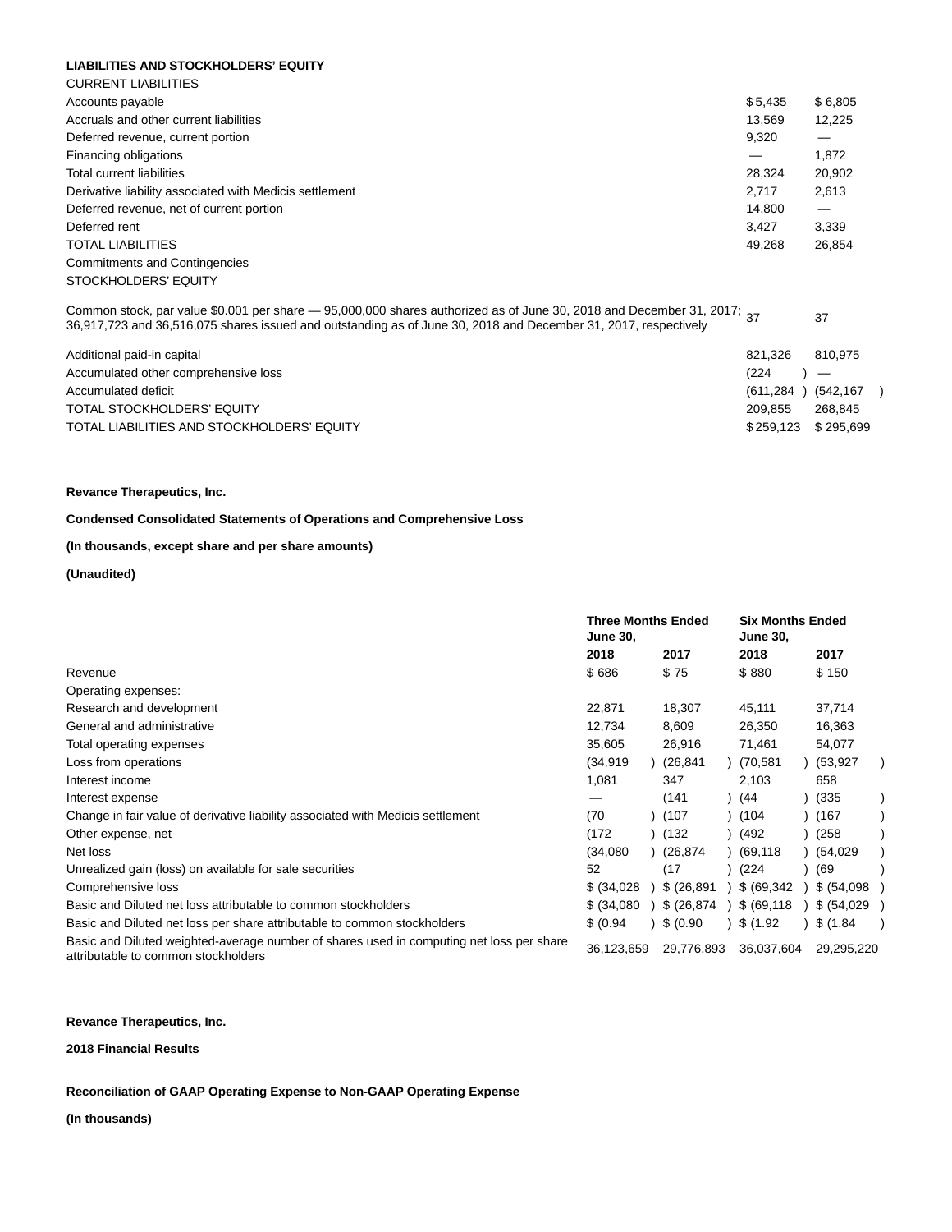**LIABILITIES AND STOCKHOLDERS' EQUITY**

| | | |
|---|---|---|
| CURRENT LIABILITIES | | |
| Accounts payable | $ 5,435 | $ 6,805 |
| Accruals and other current liabilities | 13,569 | 12,225 |
| Deferred revenue, current portion | 9,320 | — |
| Financing obligations | — | 1,872 |
| Total current liabilities | 28,324 | 20,902 |
| Derivative liability associated with Medicis settlement | 2,717 | 2,613 |
| Deferred revenue, net of current portion | 14,800 | — |
| Deferred rent | 3,427 | 3,339 |
| TOTAL LIABILITIES | 49,268 | 26,854 |
| Commitments and Contingencies | | |
| STOCKHOLDERS' EQUITY | | |
| Common stock, par value $0.001 per share — 95,000,000 shares authorized as of June 30, 2018 and December 31, 2017; 36,917,723 and 36,516,075 shares issued and outstanding as of June 30, 2018 and December 31, 2017, respectively | 37 | 37 |
| Additional paid-in capital | 821,326 | 810,975 |
| Accumulated other comprehensive loss | (224) | — |
| Accumulated deficit | (611,284) | (542,167) |
| TOTAL STOCKHOLDERS' EQUITY | 209,855 | 268,845 |
| TOTAL LIABILITIES AND STOCKHOLDERS' EQUITY | $ 259,123 | $ 295,699 |

**Revance Therapeutics, Inc.**

**Condensed Consolidated Statements of Operations and Comprehensive Loss**

**(In thousands, except share and per share amounts)**

**(Unaudited)**

| | Three Months Ended June 30, | | Six Months Ended June 30, | |
|---|---|---|---|---|
| | **2018** | **2017** | **2018** | **2017** |
| Revenue | $ 686 | $ 75 | $ 880 | $ 150 |
| Operating expenses: | | | | |
| Research and development | 22,871 | 18,307 | 45,111 | 37,714 |
| General and administrative | 12,734 | 8,609 | 26,350 | 16,363 |
| Total operating expenses | 35,605 | 26,916 | 71,461 | 54,077 |
| Loss from operations | (34,919) | (26,841) | (70,581) | (53,927) |
| Interest income | 1,081 | 347 | 2,103 | 658 |
| Interest expense | — | (141) | (44) | (335) |
| Change in fair value of derivative liability associated with Medicis settlement | (70) | (107) | (104) | (167) |
| Other expense, net | (172) | (132) | (492) | (258) |
| Net loss | (34,080) | (26,874) | (69,118) | (54,029) |
| Unrealized gain (loss) on available for sale securities | 52 | (17) | (224) | (69) |
| Comprehensive loss | $ (34,028) | $ (26,891) | $ (69,342) | $ (54,098) |
| Basic and Diluted net loss attributable to common stockholders | $ (34,080) | $ (26,874) | $ (69,118) | $ (54,029) |
| Basic and Diluted net loss per share attributable to common stockholders | $ (0.94) | $ (0.90) | $ (1.92) | $ (1.84) |
| Basic and Diluted weighted-average number of shares used in computing net loss per share attributable to common stockholders | 36,123,659 | 29,776,893 | 36,037,604 | 29,295,220 |

**Revance Therapeutics, Inc.**

**2018 Financial Results**

**Reconciliation of GAAP Operating Expense to Non-GAAP Operating Expense**

**(In thousands)**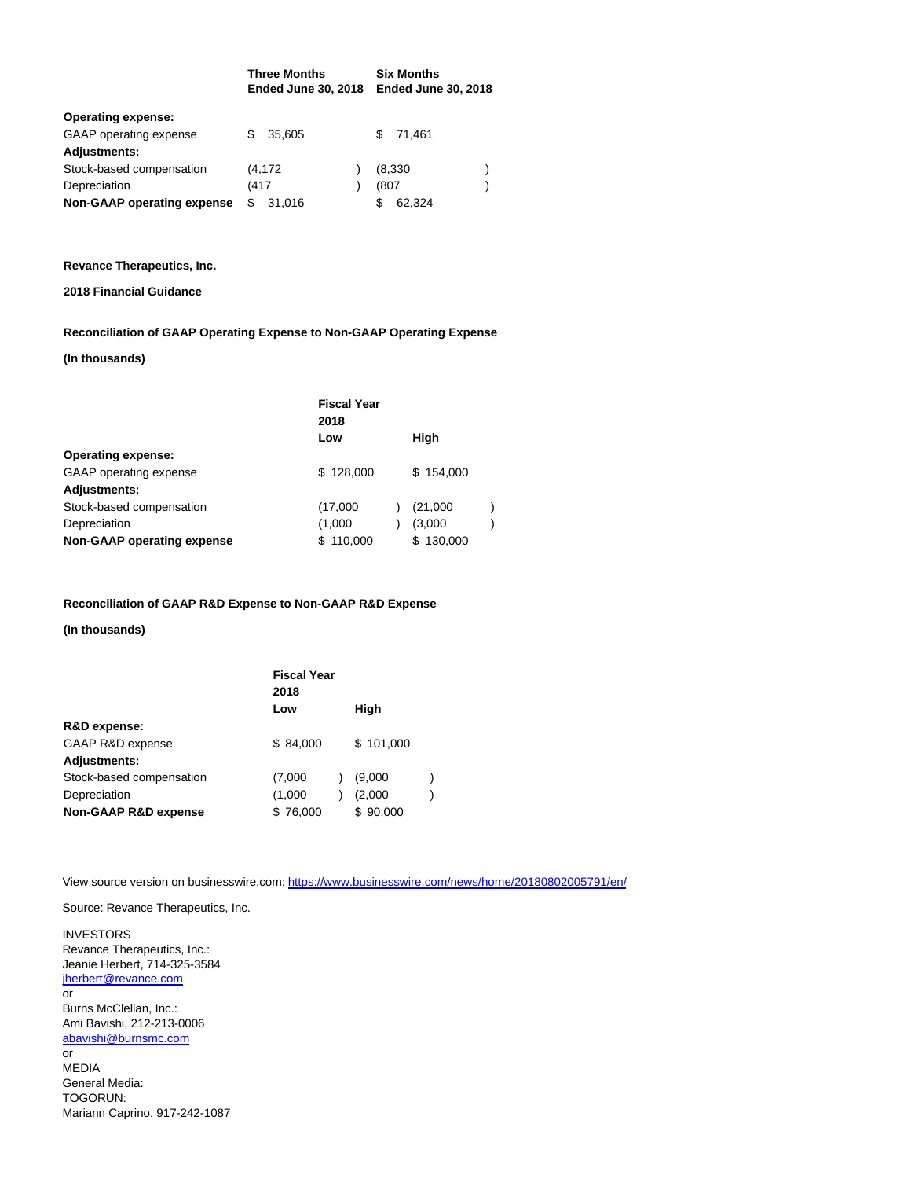| | Three Months Ended June 30, 2018 | Six Months Ended June 30, 2018 |
|---|---|---|
| **Operating expense:** | | |
| GAAP operating expense | $ 35,605 | $ 71,461 |
| **Adjustments:** | | |
| Stock-based compensation | (4,172) | (8,330) |
| Depreciation | (417) | (807) |
| **Non-GAAP operating expense** | $ 31,016 | $ 62,324 |

**Revance Therapeutics, Inc.**

**2018 Financial Guidance**

**Reconciliation of GAAP Operating Expense to Non-GAAP Operating Expense**

**(In thousands)**

| | Fiscal Year 2018 | |
|---|---|---|
| | Low | High |
| **Operating expense:** | | |
| GAAP operating expense | $ 128,000 | $ 154,000 |
| **Adjustments:** | | |
| Stock-based compensation | (17,000) | (21,000) |
| Depreciation | (1,000) | (3,000) |
| **Non-GAAP operating expense** | $ 110,000 | $ 130,000 |

**Reconciliation of GAAP R&D Expense to Non-GAAP R&D Expense**

**(In thousands)**

| | Fiscal Year 2018 | |
|---|---|---|
| | Low | High |
| **R&D expense:** | | |
| GAAP R&D expense | $ 84,000 | $ 101,000 |
| **Adjustments:** | | |
| Stock-based compensation | (7,000) | (9,000) |
| Depreciation | (1,000) | (2,000) |
| **Non-GAAP R&D expense** | $ 76,000 | $ 90,000 |

View source version on businesswire.com: https://www.businesswire.com/news/home/20180802005791/en/

Source: Revance Therapeutics, Inc.

INVESTORS
Revance Therapeutics, Inc.:
Jeanie Herbert, 714-325-3584
jherbert@revance.com
or
Burns McClellan, Inc.:
Ami Bavishi, 212-213-0006
abavishi@burnsmc.com
or
MEDIA
General Media:
TOGORUN:
Mariann Caprino, 917-242-1087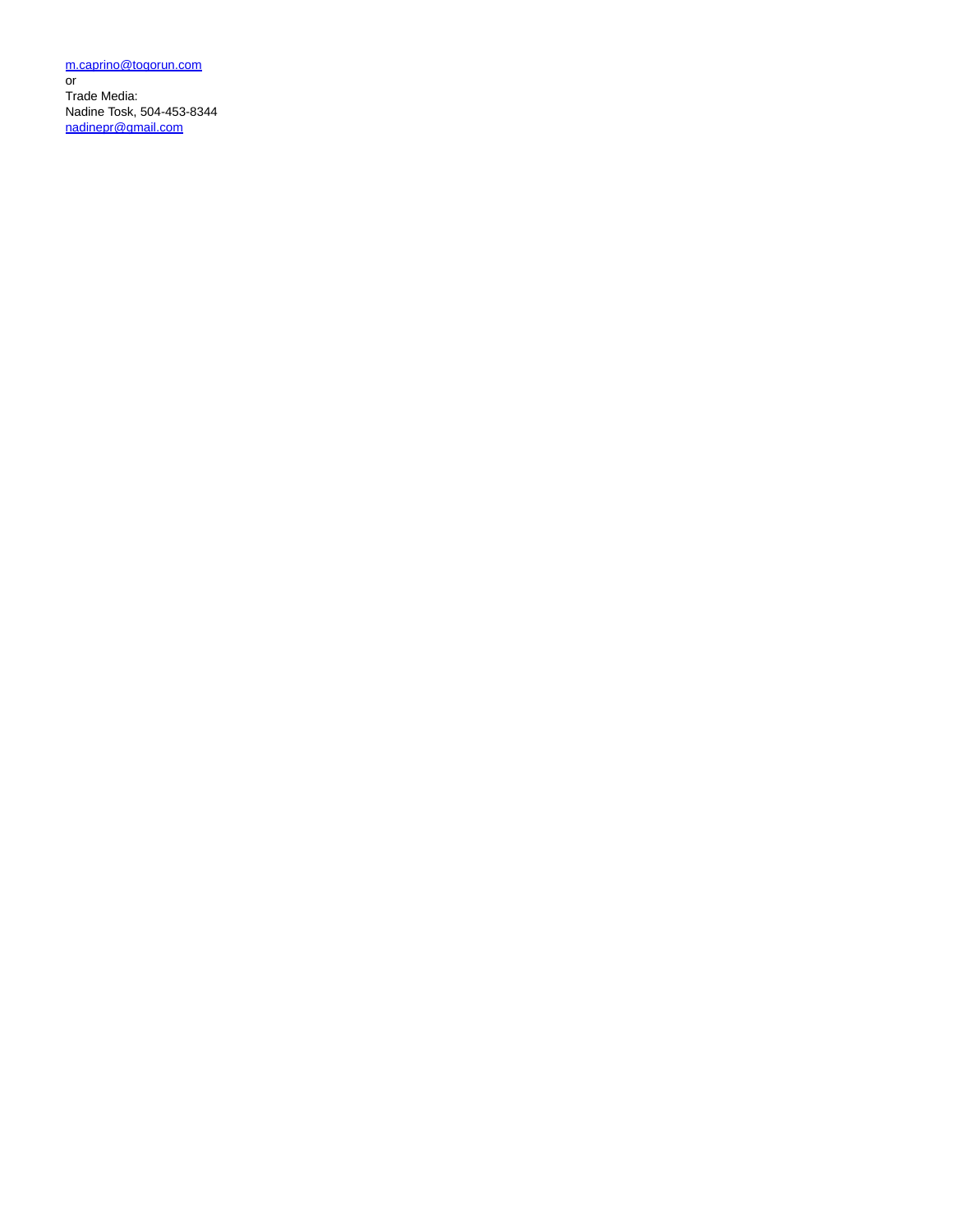m.caprino@togorun.com
or
Trade Media:
Nadine Tosk, 504-453-8344
nadinepr@gmail.com